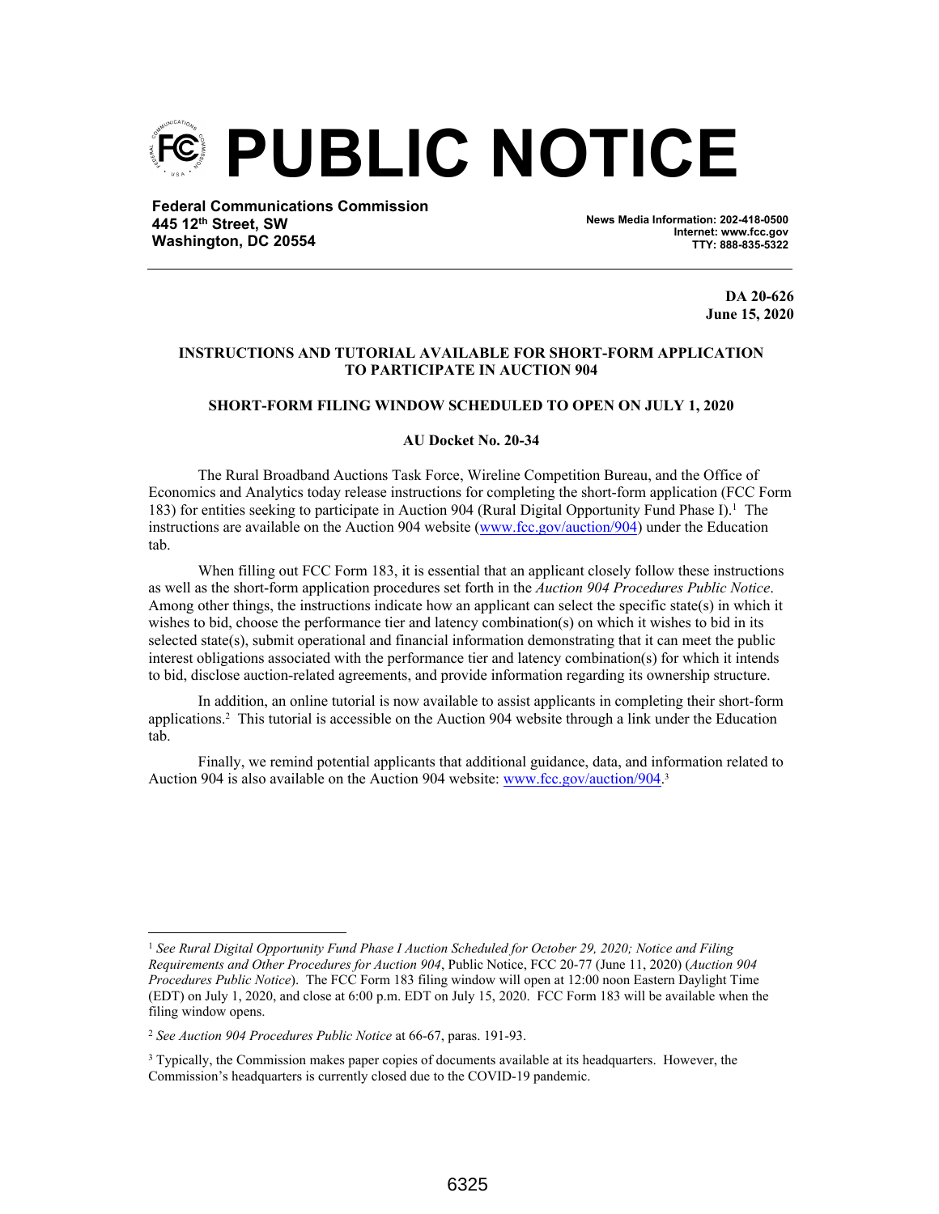# PUBLIC NOTICE

**Federal Communications Commission**
**445 12th Street, SW**
**Washington, DC 20554**

**News Media Information: 202-418-0500**
**Internet: www.fcc.gov**
**TTY: 888-835-5322**

**DA 20-626**
**June 15, 2020**

**INSTRUCTIONS AND TUTORIAL AVAILABLE FOR SHORT-FORM APPLICATION TO PARTICIPATE IN AUCTION 904**

**SHORT-FORM FILING WINDOW SCHEDULED TO OPEN ON JULY 1, 2020**

**AU Docket No. 20-34**

The Rural Broadband Auctions Task Force, Wireline Competition Bureau, and the Office of Economics and Analytics today release instructions for completing the short-form application (FCC Form 183) for entities seeking to participate in Auction 904 (Rural Digital Opportunity Fund Phase I).[1] The instructions are available on the Auction 904 website (www.fcc.gov/auction/904) under the Education tab.

When filling out FCC Form 183, it is essential that an applicant closely follow these instructions as well as the short-form application procedures set forth in the *Auction 904 Procedures Public Notice*. Among other things, the instructions indicate how an applicant can select the specific state(s) in which it wishes to bid, choose the performance tier and latency combination(s) on which it wishes to bid in its selected state(s), submit operational and financial information demonstrating that it can meet the public interest obligations associated with the performance tier and latency combination(s) for which it intends to bid, disclose auction-related agreements, and provide information regarding its ownership structure.

In addition, an online tutorial is now available to assist applicants in completing their short-form applications.[2] This tutorial is accessible on the Auction 904 website through a link under the Education tab.

Finally, we remind potential applicants that additional guidance, data, and information related to Auction 904 is also available on the Auction 904 website: www.fcc.gov/auction/904.[3]

---

[1] *See Rural Digital Opportunity Fund Phase I Auction Scheduled for October 29, 2020; Notice and Filing Requirements and Other Procedures for Auction 904*, Public Notice, FCC 20-77 (June 11, 2020) (*Auction 904 Procedures Public Notice*). The FCC Form 183 filing window will open at 12:00 noon Eastern Daylight Time (EDT) on July 1, 2020, and close at 6:00 p.m. EDT on July 15, 2020. FCC Form 183 will be available when the filing window opens.

[2] *See Auction 904 Procedures Public Notice* at 66-67, paras. 191-93.

[3] Typically, the Commission makes paper copies of documents available at its headquarters. However, the Commission's headquarters is currently closed due to the COVID-19 pandemic.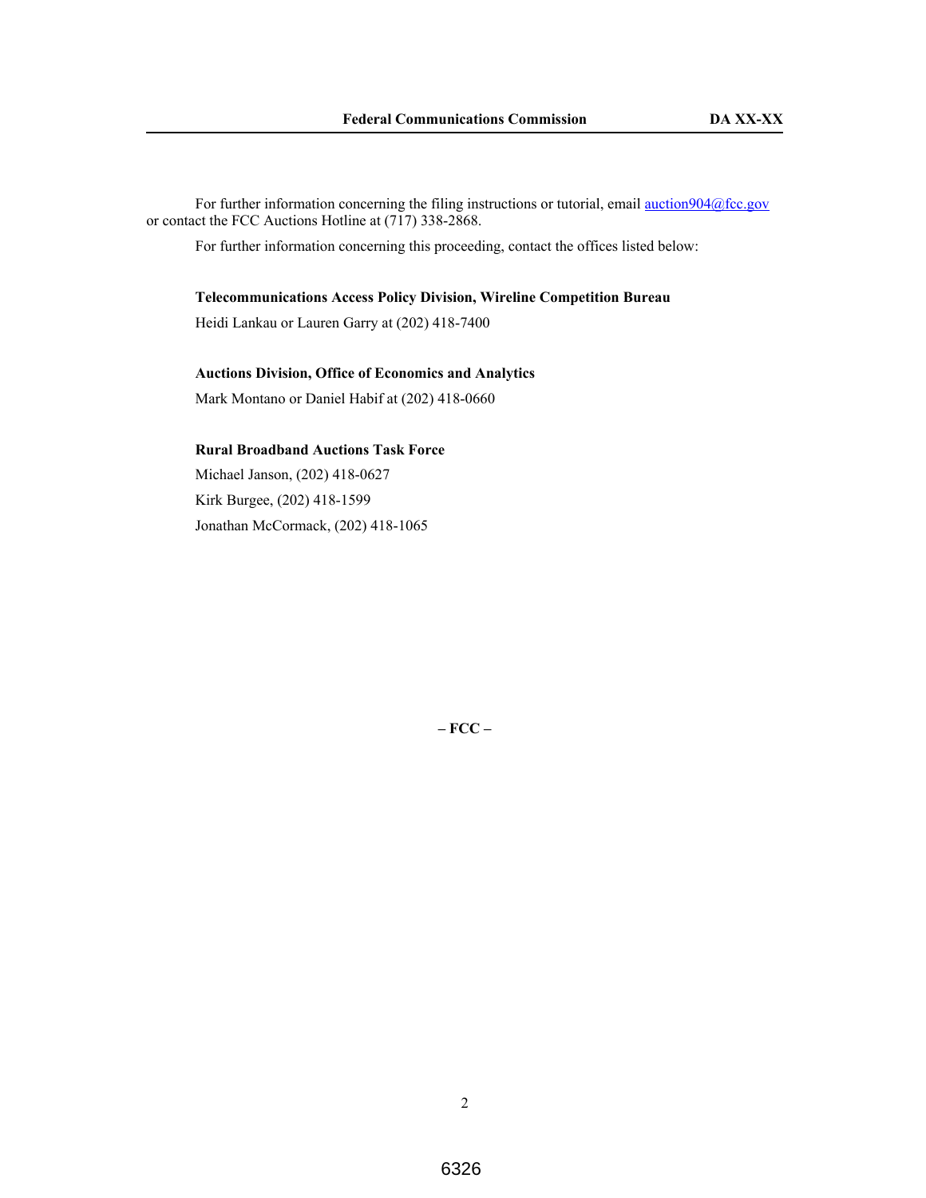For further information concerning the filing instructions or tutorial, email auction904@fcc.gov or contact the FCC Auctions Hotline at (717) 338-2868.

For further information concerning this proceeding, contact the offices listed below:

**Telecommunications Access Policy Division, Wireline Competition Bureau**

Heidi Lankau or Lauren Garry at (202) 418-7400

**Auctions Division, Office of Economics and Analytics**

Mark Montano or Daniel Habif at (202) 418-0660

**Rural Broadband Auctions Task Force**

Michael Janson, (202) 418-0627

Kirk Burgee, (202) 418-1599

Jonathan McCormack, (202) 418-1065

**– FCC –**